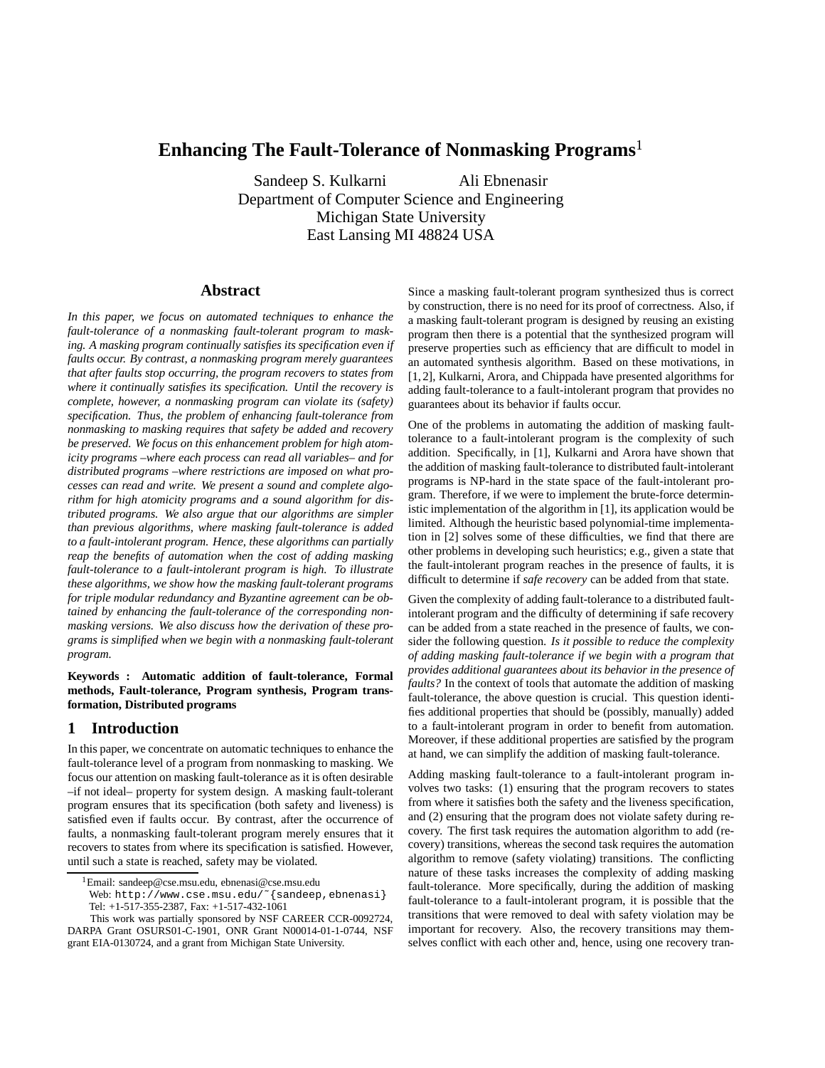# Enhancing The Fault-Tolerance of Nonmasking Programs[1]

Sandeep S. Kulkarni Ali Ebnenasir
Department of Computer Science and Engineering
Michigan State University
East Lansing MI 48824 USA

## Abstract

*In this paper, we focus on automated techniques to enhance the fault-tolerance of a nonmasking fault-tolerant program to masking. A masking program continually satisfies its specification even if faults occur. By contrast, a nonmasking program merely guarantees that after faults stop occurring, the program recovers to states from where it continually satisfies its specification. Until the recovery is complete, however, a nonmasking program can violate its (safety) specification. Thus, the problem of enhancing fault-tolerance from nonmasking to masking requires that safety be added and recovery be preserved. We focus on this enhancement problem for high atomicity programs –where each process can read all variables– and for distributed programs –where restrictions are imposed on what processes can read and write. We present a sound and complete algorithm for high atomicity programs and a sound algorithm for distributed programs. We also argue that our algorithms are simpler than previous algorithms, where masking fault-tolerance is added to a fault-intolerant program. Hence, these algorithms can partially reap the benefits of automation when the cost of adding masking fault-tolerance to a fault-intolerant program is high. To illustrate these algorithms, we show how the masking fault-tolerant programs for triple modular redundancy and Byzantine agreement can be obtained by enhancing the fault-tolerance of the corresponding nonmasking versions. We also discuss how the derivation of these programs is simplified when we begin with a nonmasking fault-tolerant program.*

**Keywords : Automatic addition of fault-tolerance, Formal methods, Fault-tolerance, Program synthesis, Program transformation, Distributed programs**

## 1 Introduction

In this paper, we concentrate on automatic techniques to enhance the fault-tolerance level of a program from nonmasking to masking. We focus our attention on masking fault-tolerance as it is often desirable –if not ideal– property for system design. A masking fault-tolerant program ensures that its specification (both safety and liveness) is satisfied even if faults occur. By contrast, after the occurrence of faults, a nonmasking fault-tolerant program merely ensures that it recovers to states from where its specification is satisfied. However, until such a state is reached, safety may be violated.

Since a masking fault-tolerant program synthesized thus is correct by construction, there is no need for its proof of correctness. Also, if a masking fault-tolerant program is designed by reusing an existing program then there is a potential that the synthesized program will preserve properties such as efficiency that are difficult to model in an automated synthesis algorithm. Based on these motivations, in [1, 2], Kulkarni, Arora, and Chippada have presented algorithms for adding fault-tolerance to a fault-intolerant program that provides no guarantees about its behavior if faults occur.

One of the problems in automating the addition of masking fault-tolerance to a fault-intolerant program is the complexity of such addition. Specifically, in [1], Kulkarni and Arora have shown that the addition of masking fault-tolerance to distributed fault-intolerant programs is NP-hard in the state space of the fault-intolerant program. Therefore, if we were to implement the brute-force deterministic implementation of the algorithm in [1], its application would be limited. Although the heuristic based polynomial-time implementation in [2] solves some of these difficulties, we find that there are other problems in developing such heuristics; e.g., given a state that the fault-intolerant program reaches in the presence of faults, it is difficult to determine if *safe recovery* can be added from that state.

Given the complexity of adding fault-tolerance to a distributed fault-intolerant program and the difficulty of determining if safe recovery can be added from a state reached in the presence of faults, we consider the following question. *Is it possible to reduce the complexity of adding masking fault-tolerance if we begin with a program that provides additional guarantees about its behavior in the presence of faults?* In the context of tools that automate the addition of masking fault-tolerance, the above question is crucial. This question identifies additional properties that should be (possibly, manually) added to a fault-intolerant program in order to benefit from automation. Moreover, if these additional properties are satisfied by the program at hand, we can simplify the addition of masking fault-tolerance.

Adding masking fault-tolerance to a fault-intolerant program involves two tasks: (1) ensuring that the program recovers to states from where it satisfies both the safety and the liveness specification, and (2) ensuring that the program does not violate safety during recovery. The first task requires the automation algorithm to add (recovery) transitions, whereas the second task requires the automation algorithm to remove (safety violating) transitions. The conflicting nature of these tasks increases the complexity of adding masking fault-tolerance. More specifically, during the addition of masking fault-tolerance to a fault-intolerant program, it is possible that the transitions that were removed to deal with safety violation may be important for recovery. Also, the recovery transitions may themselves conflict with each other and, hence, using one recovery tran-

[1] Email: sandeep@cse.msu.edu, ebnenasi@cse.msu.edu
Web: http://www.cse.msu.edu/~{sandeep,ebnenasi}
Tel: +1-517-355-2387, Fax: +1-517-432-1061
This work was partially sponsored by NSF CAREER CCR-0092724, DARPA Grant OSURS01-C-1901, ONR Grant N00014-01-1-0744, NSF grant EIA-0130724, and a grant from Michigan State University.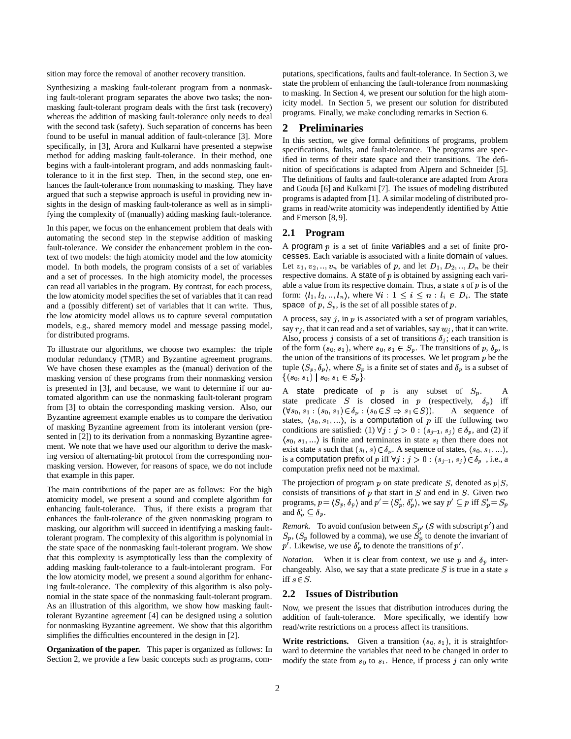sition may force the removal of another recovery transition.

Synthesizing a masking fault-tolerant program from a nonmasking fault-tolerant program separates the above two tasks; the nonmasking fault-tolerant program deals with the first task (recovery) whereas the addition of masking fault-tolerance only needs to deal with the second task (safety). Such separation of concerns has been found to be useful in manual addition of fault-tolerance [3]. More specifically, in [3], Arora and Kulkarni have presented a stepwise method for adding masking fault-tolerance. In their method, one begins with a fault-intolerant program, and adds nonmasking fault-tolerance to it in the first step. Then, in the second step, one enhances the fault-tolerance from nonmasking to masking. They have argued that such a stepwise approach is useful in providing new insights in the design of masking fault-tolerance as well as in simplifying the complexity of (manually) adding masking fault-tolerance.

In this paper, we focus on the enhancement problem that deals with automating the second step in the stepwise addition of masking fault-tolerance. We consider the enhancement problem in the context of two models: the high atomicity model and the low atomicity model. In both models, the program consists of a set of variables and a set of processes. In the high atomicity model, the processes can read all variables in the program. By contrast, for each process, the low atomicity model specifies the set of variables that it can read and a (possibly different) set of variables that it can write. Thus, the low atomicity model allows us to capture several computation models, e.g., shared memory model and message passing model, for distributed programs.

To illustrate our algorithms, we choose two examples: the triple modular redundancy (TMR) and Byzantine agreement programs. We have chosen these examples as the (manual) derivation of the masking version of these programs from their nonmasking version is presented in [3], and because, we want to determine if our automated algorithm can use the nonmasking fault-tolerant program from [3] to obtain the corresponding masking version. Also, our Byzantine agreement example enables us to compare the derivation of masking Byzantine agreement from its intolerant version (presented in [2]) to its derivation from a nonmasking Byzantine agreement. We note that we have used our algorithm to derive the masking version of alternating-bit protocol from the corresponding nonmasking version. However, for reasons of space, we do not include that example in this paper.

The main contributions of the paper are as follows: For the high atomicity model, we present a sound and complete algorithm for enhancing fault-tolerance. Thus, if there exists a program that enhances the fault-tolerance of the given nonmasking program to masking, our algorithm will succeed in identifying a masking fault-tolerant program. The complexity of this algorithm is polynomial in the state space of the nonmasking fault-tolerant program. We show that this complexity is asymptotically less than the complexity of adding masking fault-tolerance to a fault-intolerant program. For the low atomicity model, we present a sound algorithm for enhancing fault-tolerance. The complexity of this algorithm is also polynomial in the state space of the nonmasking fault-tolerant program. As an illustration of this algorithm, we show how masking fault-tolerant Byzantine agreement [4] can be designed using a solution for nonmasking Byzantine agreement. We show that this algorithm simplifies the difficulties encountered in the design in [2].

**Organization of the paper.** This paper is organized as follows: In Section 2, we provide a few basic concepts such as programs, computations, specifications, faults and fault-tolerance. In Section 3, we state the problem of enhancing the fault-tolerance from nonmasking to masking. In Section 4, we present our solution for the high atomicity model. In Section 5, we present our solution for distributed programs. Finally, we make concluding remarks in Section 6.

## 2 Preliminaries

In this section, we give formal definitions of programs, problem specifications, faults, and fault-tolerance. The programs are specified in terms of their state space and their transitions. The definition of specifications is adapted from Alpern and Schneider [5]. The definitions of faults and fault-tolerance are adapted from Arora and Gouda [6] and Kulkarni [7]. The issues of modeling distributed programs is adapted from [1]. A similar modeling of distributed programs in read/write atomicity was independently identified by Attie and Emerson [8,9].

### 2.1 Program

A program $p$ is a set of finite variables and a set of finite processes. Each variable is associated with a finite domain of values. Let $v_1, v_2, .., v_n$ be variables of $p$, and let $D_1, D_2, .., D_n$ be their respective domains. A state of $p$ is obtained by assigning each variable a value from its respective domain. Thus, a state $s$ of $p$ is of the form: $\langle l_1, l_2, .., l_n \rangle$, where $\forall i : 1 \leq i \leq n : l_i \in D_i$. The state space of $p$, $S_p$, is the set of all possible states of $p$.

A process, say $j$, in $p$ is associated with a set of program variables, say $r_j$, that it can read and a set of variables, say $w_j$, that it can write. Also, process $j$ consists of a set of transitions $\delta_j$; each transition is of the form $(s_0, s_1)$, where $s_0, s_1 \in S_p$. The transitions of $p$, $\delta_p$, is the union of the transitions of its processes. We let program $p$ be the tuple $\langle S_p, \delta_p \rangle$, where $S_p$ is a finite set of states and $\delta_p$ is a subset of $\{(s_0, s_1) \mid s_0, s_1 \in S_p\}$.

A state predicate of $p$ is any subset of $S_p$. A state predicate $S$ is closed in $p$ (respectively, $\delta_p$) iff $(\forall s_0, s_1 : (s_0, s_1) \in \delta_p : (s_0 \in S \Rightarrow s_1 \in S))$. A sequence of states, $\langle s_0, s_1, ... \rangle$, is a computation of $p$ iff the following two conditions are satisfied: (1) $\forall j : j > 0 : (s_{j-1}, s_j) \in \delta_p$, and (2) if $\langle s_0, s_1, ... \rangle$ is finite and terminates in state $s_l$ then there does not exist state $s$ such that $(s_l, s) \in \delta_p$. A sequence of states, $\langle s_0, s_1, ... \rangle$, is a computation prefix of $p$ iff $\forall j : j > 0 : (s_{j-1}, s_j) \in \delta_p$ , i.e., a computation prefix need not be maximal.

The projection of program $p$ on state predicate $S$, denoted as $p|S$, consists of transitions of $p$ that start in $S$ and end in $S$. Given two programs, $p = \langle S_p, \delta_p \rangle$ and $p' = \langle S'_p, \delta'_p \rangle$, we say $p' \subseteq p$ iff $S'_p = S_p$ and $\delta'_p \subseteq \delta_p$.

*Remark.* To avoid confusion between $S_{p'}$ ($S$ with subscript $p'$) and $S_p$, ($S_p$ followed by a comma), we use $S'_p$ to denote the invariant of $p'$. Likewise, we use $\delta'_p$ to denote the transitions of $p'$.

*Notation.* When it is clear from context, we use $p$ and $\delta_p$ interchangeably. Also, we say that a state predicate $S$ is true in a state $s$ iff $s \in S$.

### 2.2 Issues of Distribution

Now, we present the issues that distribution introduces during the addition of fault-tolerance. More specifically, we identify how read/write restrictions on a process affect its transitions.

**Write restrictions.** Given a transition $(s_0, s_1)$, it is straightforward to determine the variables that need to be changed in order to modify the state from $s_0$ to $s_1$. Hence, if process $j$ can only write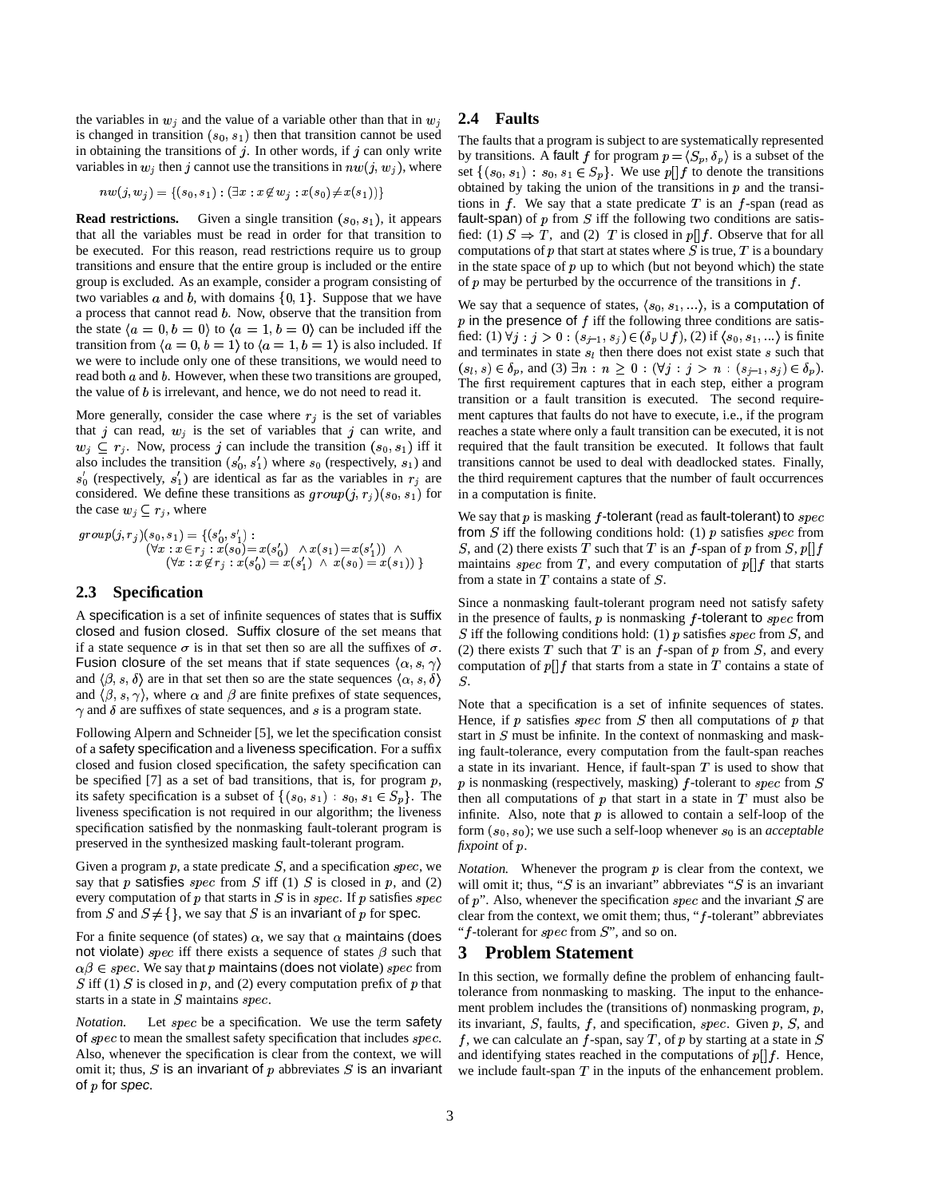the variables in $w_j$ and the value of a variable other than that in $w_j$ is changed in transition $(s_0, s_1)$ then that transition cannot be used in obtaining the transitions of $j$. In other words, if $j$ can only write variables in $w_j$ then $j$ cannot use the transitions in $nw(j, w_j)$, where

$$nw(j, w_j) = \{(s_0, s_1) : (\exists x : x \notin w_j : x(s_0) \neq x(s_1))\}$$

**Read restrictions.** Given a single transition $(s_0, s_1)$, it appears that all the variables must be read in order for that transition to be executed. For this reason, read restrictions require us to group transitions and ensure that the entire group is included or the entire group is excluded. As an example, consider a program consisting of two variables $a$ and $b$, with domains $\{0, 1\}$. Suppose that we have a process that cannot read $b$. Now, observe that the transition from the state $\langle a = 0, b = 0\rangle$ to $\langle a = 1, b = 0\rangle$ can be included iff the transition from $\langle a = 0, b = 1\rangle$ to $\langle a = 1, b = 1\rangle$ is also included. If we were to include only one of these transitions, we would need to read both $a$ and $b$. However, when these two transitions are grouped, the value of $b$ is irrelevant, and hence, we do not need to read it.

More generally, consider the case where $r_j$ is the set of variables that $j$ can read, $w_j$ is the set of variables that $j$ can write, and $w_j \subseteq r_j$. Now, process $j$ can include the transition $(s_0, s_1)$ iff it also includes the transition $(s_0', s_1')$ where $s_0$ (respectively, $s_1$) and $s_0'$ (respectively, $s_1'$) are identical as far as the variables in $r_j$ are considered. We define these transitions as $group(j, r_j)(s_0, s_1)$ for the case $w_j \subseteq r_j$, where

$$\begin{aligned} group(j, r_j)(s_0, s_1) = \{(s_0', s_1') :\ & \\ & (\forall x : x \in r_j : x(s_0) = x(s_0') \ \wedge x(s_1) = x(s_1')) \ \wedge \\ & (\forall x : x \notin r_j : x(s_0') = x(s_1') \ \wedge \ x(s_0) = x(s_1)) \ \} \end{aligned}$$

## 2.3 Specification

A specification is a set of infinite sequences of states that is suffix closed and fusion closed. Suffix closure of the set means that if a state sequence $\sigma$ is in that set then so are all the suffixes of $\sigma$. Fusion closure of the set means that if state sequences $\langle \alpha, s, \gamma\rangle$ and $\langle \beta, s, \delta\rangle$ are in that set then so are the state sequences $\langle \alpha, s, \delta\rangle$ and $\langle \beta, s, \gamma\rangle$, where $\alpha$ and $\beta$ are finite prefixes of state sequences, $\gamma$ and $\delta$ are suffixes of state sequences, and $s$ is a program state.

Following Alpern and Schneider [5], we let the specification consist of a safety specification and a liveness specification. For a suffix closed and fusion closed specification, the safety specification can be specified [7] as a set of bad transitions, that is, for program $p$, its safety specification is a subset of $\{(s_0, s_1) : s_0, s_1 \in S_p\}$. The liveness specification is not required in our algorithm; the liveness specification satisfied by the nonmasking fault-tolerant program is preserved in the synthesized masking fault-tolerant program.

Given a program $p$, a state predicate $S$, and a specification $spec$, we say that $p$ satisfies $spec$ from $S$ iff (1) $S$ is closed in $p$, and (2) every computation of $p$ that starts in $S$ is in $spec$. If $p$ satisfies $spec$ from $S$ and $S \neq \{\}$, we say that $S$ is an invariant of $p$ for spec.

For a finite sequence (of states) $\alpha$, we say that $\alpha$ maintains (does not violate) $spec$ iff there exists a sequence of states $\beta$ such that $\alpha\beta \in spec$. We say that $p$ maintains (does not violate) $spec$ from $S$ iff (1) $S$ is closed in $p$, and (2) every computation prefix of $p$ that starts in a state in $S$ maintains $spec$.

*Notation.* Let $spec$ be a specification. We use the term safety of $spec$ to mean the smallest safety specification that includes $spec$. Also, whenever the specification is clear from the context, we will omit it; thus, $S$ is an invariant of $p$ abbreviates $S$ is an invariant of $p$ for *spec*.

## 2.4 Faults

The faults that a program is subject to are systematically represented by transitions. A fault $f$ for program $p = \langle S_p, \delta_p\rangle$ is a subset of the set $\{(s_0, s_1) : s_0, s_1 \in S_p\}$. We use $p[]f$ to denote the transitions obtained by taking the union of the transitions in $p$ and the transitions in $f$. We say that a state predicate $T$ is an $f$-span (read as fault-span) of $p$ from $S$ iff the following two conditions are satisfied: (1) $S \Rightarrow T$, and (2) $T$ is closed in $p[]f$. Observe that for all computations of $p$ that start at states where $S$ is true, $T$ is a boundary in the state space of $p$ up to which (but not beyond which) the state of $p$ may be perturbed by the occurrence of the transitions in $f$.

We say that a sequence of states, $\langle s_0, s_1, ...\rangle$, is a computation of $p$ in the presence of $f$ iff the following three conditions are satisfied: (1) $\forall j : j > 0 : (s_{j-1}, s_j) \in (\delta_p \cup f)$, (2) if $\langle s_0, s_1, ...\rangle$ is finite and terminates in state $s_l$ then there does not exist state $s$ such that $(s_l, s) \in \delta_p$, and (3) $\exists n : n \geq 0 : (\forall j : j > n : (s_{j-1}, s_j) \in \delta_p)$. The first requirement captures that in each step, either a program transition or a fault transition is executed. The second requirement captures that faults do not have to execute, i.e., if the program reaches a state where only a fault transition can be executed, it is not required that the fault transition be executed. It follows that fault transitions cannot be used to deal with deadlocked states. Finally, the third requirement captures that the number of fault occurrences in a computation is finite.

We say that $p$ is masking $f$-tolerant (read as fault-tolerant) to $spec$ from $S$ iff the following conditions hold: (1) $p$ satisfies $spec$ from $S$, and (2) there exists $T$ such that $T$ is an $f$-span of $p$ from $S$, $p[]f$ maintains $spec$ from $T$, and every computation of $p[]f$ that starts from a state in $T$ contains a state of $S$.

Since a nonmasking fault-tolerant program need not satisfy safety in the presence of faults, $p$ is nonmasking $f$-tolerant to $spec$ from $S$ iff the following conditions hold: (1) $p$ satisfies $spec$ from $S$, and (2) there exists $T$ such that $T$ is an $f$-span of $p$ from $S$, and every computation of $p[]f$ that starts from a state in $T$ contains a state of $S$.

Note that a specification is a set of infinite sequences of states. Hence, if $p$ satisfies $spec$ from $S$ then all computations of $p$ that start in $S$ must be infinite. In the context of nonmasking and masking fault-tolerance, every computation from the fault-span reaches a state in its invariant. Hence, if fault-span $T$ is used to show that $p$ is nonmasking (respectively, masking) $f$-tolerant to $spec$ from $S$ then all computations of $p$ that start in a state in $T$ must also be infinite. Also, note that $p$ is allowed to contain a self-loop of the form $(s_0, s_0)$; we use such a self-loop whenever $s_0$ is an *acceptable fixpoint* of $p$.

*Notation.* Whenever the program $p$ is clear from the context, we will omit it; thus, "$S$ is an invariant" abbreviates "$S$ is an invariant of $p$". Also, whenever the specification $spec$ and the invariant $S$ are clear from the context, we omit them; thus, "$f$-tolerant" abbreviates "$f$-tolerant for $spec$ from $S$", and so on.

# 3 Problem Statement

In this section, we formally define the problem of enhancing fault-tolerance from nonmasking to masking. The input to the enhancement problem includes the (transitions of) nonmasking program, $p$, its invariant, $S$, faults, $f$, and specification, $spec$. Given $p$, $S$, and $f$, we can calculate an $f$-span, say $T$, of $p$ by starting at a state in $S$ and identifying states reached in the computations of $p[]f$. Hence, we include fault-span $T$ in the inputs of the enhancement problem.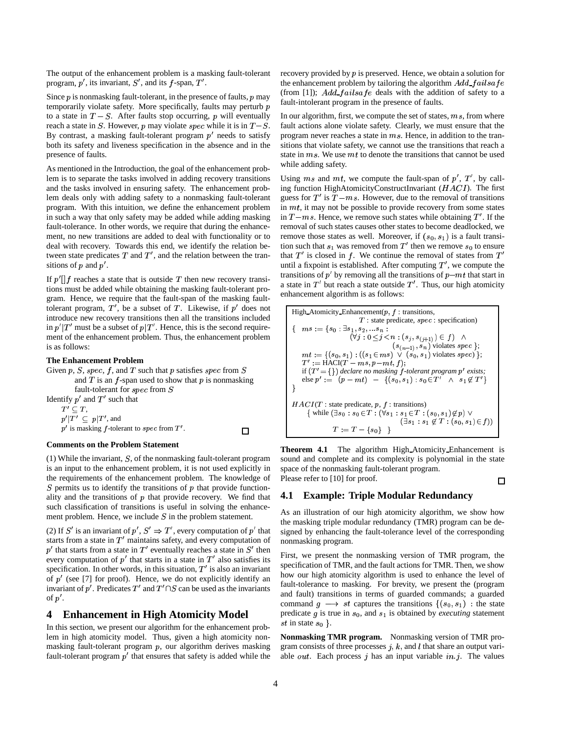The output of the enhancement problem is a masking fault-tolerant program, $p'$, its invariant, $S'$, and its $f$-span, $T'$.

Since $p$ is nonmasking fault-tolerant, in the presence of faults, $p$ may temporarily violate safety. More specifically, faults may perturb $p$ to a state in $T - S$. After faults stop occurring, $p$ will eventually reach a state in $S$. However, $p$ may violate $spec$ while it is in $T-S$. By contrast, a masking fault-tolerant program $p'$ needs to satisfy both its safety and liveness specification in the absence and in the presence of faults.

As mentioned in the Introduction, the goal of the enhancement problem is to separate the tasks involved in adding recovery transitions and the tasks involved in ensuring safety. The enhancement problem deals only with adding safety to a nonmasking fault-tolerant program. With this intuition, we define the enhancement problem in such a way that only safety may be added while adding masking fault-tolerance. In other words, we require that during the enhancement, no new transitions are added to deal with functionality or to deal with recovery. Towards this end, we identify the relation between state predicates $T$ and $T'$, and the relation between the transitions of $p$ and $p'$.

If $p'[]f$ reaches a state that is outside $T$ then new recovery transitions must be added while obtaining the masking fault-tolerant program. Hence, we require that the fault-span of the masking fault-tolerant program, $T'$, be a subset of $T$. Likewise, if $p'$ does not introduce new recovery transitions then all the transitions included in $p'|T'$ must be a subset of $p|T'$. Hence, this is the second requirement of the enhancement problem. Thus, the enhancement problem is as follows:

**The Enhancement Problem**

Given $p$, $S$, $spec$, $f$, and $T$ such that $p$ satisfies $spec$ from $S$ and $T$ is an $f$-span used to show that $p$ is nonmasking fault-tolerant for $spec$ from $S$

Identify $p'$ and $T'$ such that

$T' \subseteq T$,

$p'|T' \subseteq p|T'$, and

$p'$ is masking $f$-tolerant to $spec$ from $T'$. □

**Comments on the Problem Statement**

(1) While the invariant, $S$, of the nonmasking fault-tolerant program is an input to the enhancement problem, it is not used explicitly in the requirements of the enhancement problem. The knowledge of $S$ permits us to identify the transitions of $p$ that provide functionality and the transitions of $p$ that provide recovery. We find that such classification of transitions is useful in solving the enhancement problem. Hence, we include $S$ in the problem statement.

(2) If $S'$ is an invariant of $p'$, $S' \Rightarrow T'$, every computation of $p'$ that starts from a state in $T'$ maintains safety, and every computation of $p'$ that starts from a state in $T'$ eventually reaches a state in $S'$ then every computation of $p'$ that starts in a state in $T'$ also satisfies its specification. In other words, in this situation, $T'$ is also an invariant of $p'$ (see [7] for proof). Hence, we do not explicitly identify an invariant of $p'$. Predicates $T'$ and $T' \cap S$ can be used as the invariants of $p'$.

# 4 Enhancement in High Atomicity Model

In this section, we present our algorithm for the enhancement problem in high atomicity model. Thus, given a high atomicity nonmasking fault-tolerant program $p$, our algorithm derives masking fault-tolerant program $p'$ that ensures that safety is added while the recovery provided by $p$ is preserved. Hence, we obtain a solution for the enhancement problem by tailoring the algorithm $Add\_failsafe$ (from [1]); $Add\_failsafe$ deals with the addition of safety to a fault-intolerant program in the presence of faults.

In our algorithm, first, we compute the set of states, $ms$, from where fault actions alone violate safety. Clearly, we must ensure that the program never reaches a state in $ms$. Hence, in addition to the transitions that violate safety, we cannot use the transitions that reach a state in $ms$. We use $mt$ to denote the transitions that cannot be used while adding safety.

Using $ms$ and $mt$, we compute the fault-span of $p'$, $T'$, by calling function HighAtomicityConstructInvariant ($HACI$). The first guess for $T'$ is $T - ms$. However, due to the removal of transitions in $mt$, it may not be possible to provide recovery from some states in $T - ms$. Hence, we remove such states while obtaining $T'$. If the removal of such states causes other states to become deadlocked, we remove those states as well. Moreover, if $(s_0, s_1)$ is a fault transition such that $s_1$ was removed from $T'$ then we remove $s_0$ to ensure that $T'$ is closed in $f$. We continue the removal of states from $T'$ until a fixpoint is established. After computing $T'$, we compute the transitions of $p'$ by removing all the transitions of $p - mt$ that start in a state in $T'$ but reach a state outside $T'$. Thus, our high atomicity enhancement algorithm is as follows:

```
High_Atomicity_Enhancement(p, f : transitions,
                           T : state predicate, spec : specification)
{  ms := {s0 : ∃s1, s2, ...sn :
              (∀j : 0 ≤ j < n : (sj, s(j+1)) ∈ f)  ∧
                                (s(n-1), sn) violates spec };
   mt := {(s0, s1) : ((s1 ∈ ms) ∨ (s0, s1) violates spec) };
   T' := HACI(T − ms, p − mt, f);
   if (T' = {}) declare no masking f-tolerant program p' exists;
   else p' := (p − mt) − {(s0, s1) : s0 ∈ T'  ∧  s1 ∉ T'}
}

HACI(T : state predicate, p, f : transitions)
   { while (∃s0 : s0 ∈ T : (∀s1 : s1 ∈ T : (s0, s1) ∉ p) ∨
                             (∃s1 : s1 ∉ T : (s0, s1) ∈ f))
          T := T − {s0}  }
```

**Theorem 4.1** The algorithm High_Atomicity_Enhancement is sound and complete and its complexity is polynomial in the state space of the nonmasking fault-tolerant program.
Please refer to [10] for proof. □

## 4.1 Example: Triple Modular Redundancy

As an illustration of our high atomicity algorithm, we show how the masking triple modular redundancy (TMR) program can be designed by enhancing the fault-tolerance level of the corresponding nonmasking program.

First, we present the nonmasking version of TMR program, the specification of TMR, and the fault actions for TMR. Then, we show how our high atomicity algorithm is used to enhance the level of fault-tolerance to masking. For brevity, we present the (program and fault) transitions in terms of guarded commands; a guarded command $g \longrightarrow st$ captures the transitions $\{(s_0, s_1)$ : the state predicate $g$ is true in $s_0$, and $s_1$ is obtained by *executing* statement $st$ in state $s_0$ $\}$.

**Nonmasking TMR program.** Nonmasking version of TMR program consists of three processes $j$, $k$, and $l$ that share an output variable $out$. Each process $j$ has an input variable $in.j$. The values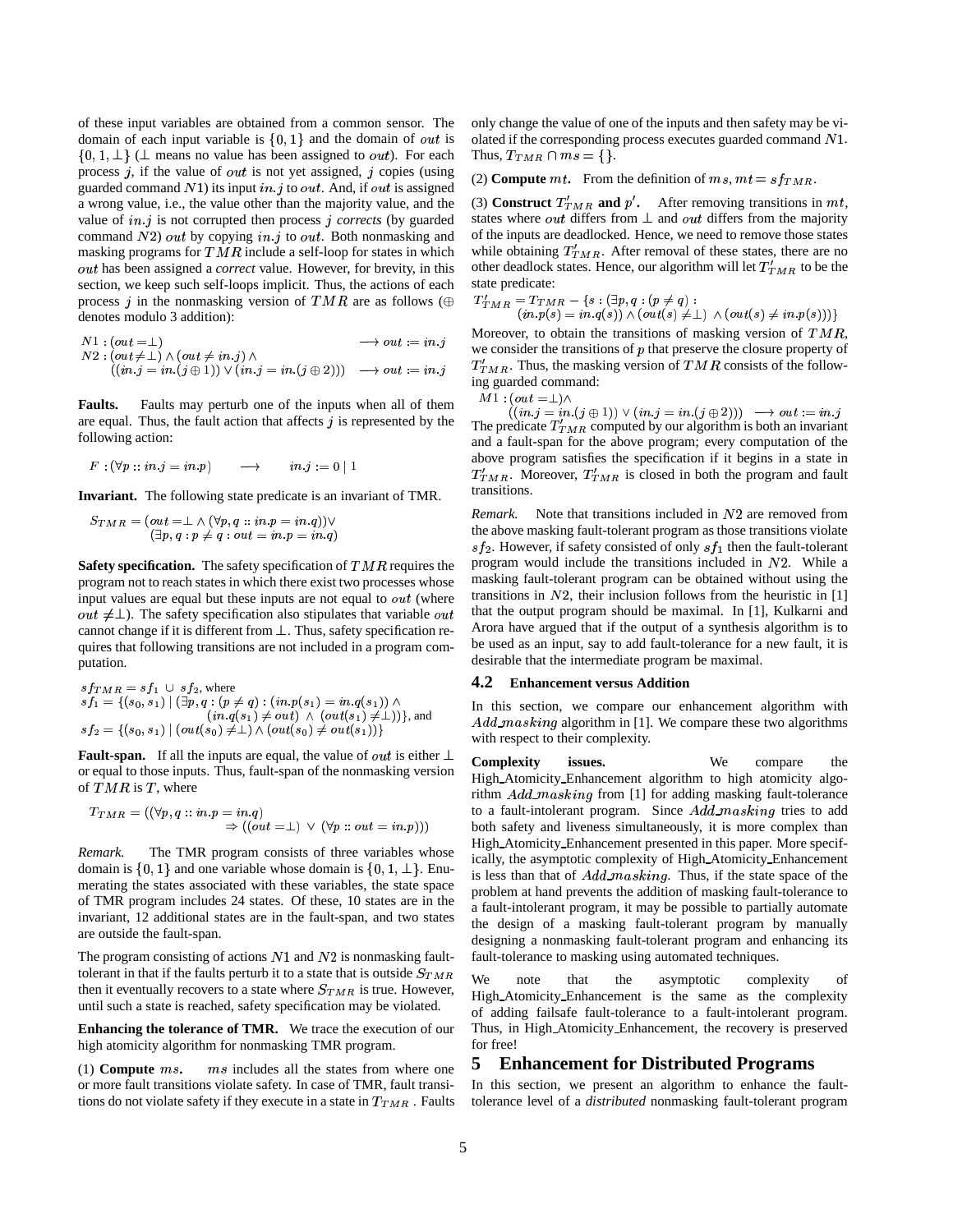of these input variables are obtained from a common sensor. The domain of each input variable is $\{0, 1\}$ and the domain of $out$ is $\{0, 1, \perp\}$ ($\perp$ means no value has been assigned to $out$). For each process $j$, if the value of $out$ is not yet assigned, $j$ copies (using guarded command $N1$) its input $in.j$ to $out$. And, if $out$ is assigned a wrong value, i.e., the value other than the majority value, and the value of $in.j$ is not corrupted then process $j$ *corrects* (by guarded command $N2$) $out$ by copying $in.j$ to $out$. Both nonmasking and masking programs for $TMR$ include a self-loop for states in which $out$ has been assigned a *correct* value. However, for brevity, in this section, we keep such self-loops implicit. Thus, the actions of each process $j$ in the nonmasking version of $TMR$ are as follows ($\oplus$ denotes modulo 3 addition):

$$
\begin{array}{ll}
N1 : (out = \perp) & \longrightarrow out := in.j \\
N2 : (out \neq \perp) \wedge (out \neq in.j) \wedge & \\
\quad ((in.j = in.(j \oplus 1)) \vee (in.j = in.(j \oplus 2))) & \longrightarrow out := in.j
\end{array}
$$

**Faults.** Faults may perturb one of the inputs when all of them are equal. Thus, the fault action that affects $j$ is represented by the following action:

$$F : (\forall p :: in.j = in.p) \quad \longrightarrow \quad in.j := 0 \mid 1$$

**Invariant.** The following state predicate is an invariant of TMR.

$$
\begin{array}{l}
S_{TMR} = (out = \perp \wedge (\forall p, q :: in.p = in.q)) \vee \\
\quad\quad (\exists p, q : p \neq q : out = in.p = in.q)
\end{array}
$$

**Safety specification.** The safety specification of $TMR$ requires the program not to reach states in which there exist two processes whose input values are equal but these inputs are not equal to $out$ (where $out \neq \perp$). The safety specification also stipulates that variable $out$ cannot change if it is different from $\perp$. Thus, safety specification requires that following transitions are not included in a program computation.

$$
\begin{array}{l}
sf_{TMR} = sf_1 \cup sf_2, \text{ where} \\
sf_1 = \{(s_0, s_1) \mid (\exists p, q : (p \neq q) : (in.p(s_1) = in.q(s_1)) \wedge \\
\quad\quad (in.q(s_1) \neq out) \wedge (out(s_1) \neq \perp))\}, \text{ and} \\
sf_2 = \{(s_0, s_1) \mid (out(s_0) \neq \perp) \wedge (out(s_0) \neq out(s_1))\}
\end{array}
$$

**Fault-span.** If all the inputs are equal, the value of $out$ is either $\perp$ or equal to those inputs. Thus, fault-span of the nonmasking version of $TMR$ is $T$, where

$$
\begin{array}{l}
T_{TMR} = ((\forall p, q :: in.p = in.q) \\
\quad\quad \Rightarrow ((out = \perp) \vee (\forall p :: out = in.p)))
\end{array}
$$

*Remark.* The TMR program consists of three variables whose domain is $\{0, 1\}$ and one variable whose domain is $\{0, 1, \perp\}$. Enumerating the states associated with these variables, the state space of TMR program includes 24 states. Of these, 10 states are in the invariant, 12 additional states are in the fault-span, and two states are outside the fault-span.

The program consisting of actions $N1$ and $N2$ is nonmasking fault-tolerant in that if the faults perturb it to a state that is outside $S_{TMR}$ then it eventually recovers to a state where $S_{TMR}$ is true. However, until such a state is reached, safety specification may be violated.

**Enhancing the tolerance of TMR.** We trace the execution of our high atomicity algorithm for nonmasking TMR program.

(1) **Compute** $ms$. $ms$ includes all the states from where one or more fault transitions violate safety. In case of TMR, fault transitions do not violate safety if they execute in a state in $T_{TMR}$. Faults only change the value of one of the inputs and then safety may be violated if the corresponding process executes guarded command $N1$. Thus, $T_{TMR} \cap ms = \{\}$.

(2) **Compute** $mt$. From the definition of $ms$, $mt = sf_{TMR}$.

(3) **Construct** $T'_{TMR}$ **and** $p'$. After removing transitions in $mt$, states where $out$ differs from $\perp$ and $out$ differs from the majority of the inputs are deadlocked. Hence, we need to remove those states while obtaining $T'_{TMR}$. After removal of these states, there are no other deadlock states. Hence, our algorithm will let $T'_{TMR}$ to be the state predicate:

$$
\begin{array}{l}
T'_{TMR} = T_{TMR} - \{s : (\exists p, q : (p \neq q) : \\
\quad\quad (in.p(s) = in.q(s)) \wedge (out(s) \neq \perp) \wedge (out(s) \neq in.p(s)))\}
\end{array}
$$

Moreover, to obtain the transitions of masking version of $TMR$, we consider the transitions of $p$ that preserve the closure property of $T'_{TMR}$. Thus, the masking version of $TMR$ consists of the following guarded command:

$$
\begin{array}{l}
M1 : (out = \perp) \wedge \\
\quad ((in.j = in.(j \oplus 1)) \vee (in.j = in.(j \oplus 2))) \longrightarrow out := in.j
\end{array}
$$

The predicate $T'_{TMR}$ computed by our algorithm is both an invariant and a fault-span for the above program; every computation of the above program satisfies the specification if it begins in a state in $T'_{TMR}$. Moreover, $T'_{TMR}$ is closed in both the program and fault transitions.

*Remark.* Note that transitions included in $N2$ are removed from the above masking fault-tolerant program as those transitions violate $sf_2$. However, if safety consisted of only $sf_1$ then the fault-tolerant program would include the transitions included in $N2$. While a masking fault-tolerant program can be obtained without using the transitions in $N2$, their inclusion follows from the heuristic in [1] that the output program should be maximal. In [1], Kulkarni and Arora have argued that if the output of a synthesis algorithm is to be used as an input, say to add fault-tolerance for a new fault, it is desirable that the intermediate program be maximal.

### 4.2 Enhancement versus Addition

In this section, we compare our enhancement algorithm with $Add\_masking$ algorithm in [1]. We compare these two algorithms with respect to their complexity.

**Complexity issues.** We compare the High_Atomicity_Enhancement algorithm to high atomicity algorithm $Add\_masking$ from [1] for adding masking fault-tolerance to a fault-intolerant program. Since $Add\_masking$ tries to add both safety and liveness simultaneously, it is more complex than High_Atomicity_Enhancement presented in this paper. More specifically, the asymptotic complexity of High_Atomicity_Enhancement is less than that of $Add\_masking$. Thus, if the state space of the problem at hand prevents the addition of masking fault-tolerance to a fault-intolerant program, it may be possible to partially automate the design of a masking fault-tolerant program by manually designing a nonmasking fault-tolerant program and enhancing its fault-tolerance to masking using automated techniques.

We note that the asymptotic complexity of High_Atomicity_Enhancement is the same as the complexity of adding failsafe fault-tolerance to a fault-intolerant program. Thus, in High_Atomicity_Enhancement, the recovery is preserved for free!

## 5 Enhancement for Distributed Programs

In this section, we present an algorithm to enhance the fault-tolerance level of a *distributed* nonmasking fault-tolerant program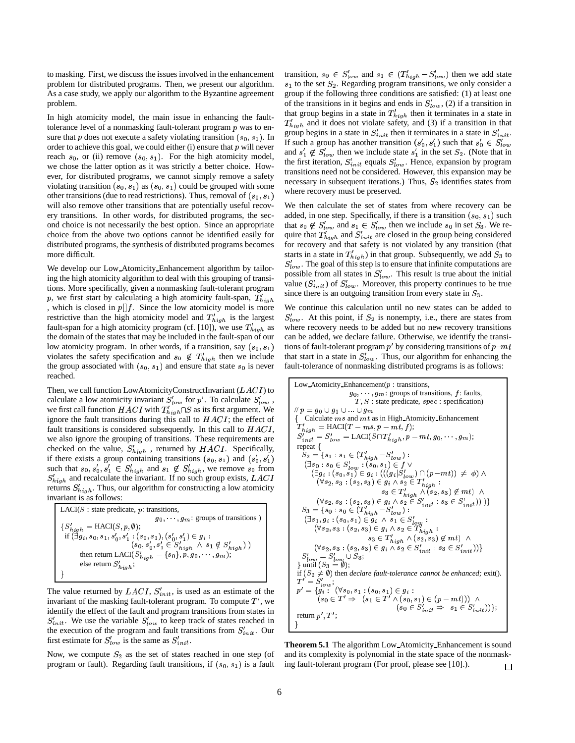to masking. First, we discuss the issues involved in the enhancement problem for distributed programs. Then, we present our algorithm. As a case study, we apply our algorithm to the Byzantine agreement problem.

In high atomicity model, the main issue in enhancing the fault-tolerance level of a nonmasking fault-tolerant program $p$ was to ensure that $p$ does not execute a safety violating transition $(s_0, s_1)$. In order to achieve this goal, we could either (i) ensure that $p$ will never reach $s_0$, or (ii) remove $(s_0, s_1)$. For the high atomicity model, we chose the latter option as it was strictly a better choice. However, for distributed programs, we cannot simply remove a safety violating transition $(s_0, s_1)$ as $(s_0, s_1)$ could be grouped with some other transitions (due to read restrictions). Thus, removal of $(s_0, s_1)$ will also remove other transitions that are potentially useful recovery transitions. In other words, for distributed programs, the second choice is not necessarily the best option. Since an appropriate choice from the above two options cannot be identified easily for distributed programs, the synthesis of distributed programs becomes more difficult.

We develop our Low_Atomicity_Enhancement algorithm by tailoring the high atomicity algorithm to deal with this grouping of transitions. More specifically, given a nonmasking fault-tolerant program $p$, we first start by calculating a high atomicity fault-span, $T'_{high}$, which is closed in $p[]f$. Since the low atomicity model is more restrictive than the high atomicity model and $T'_{high}$ is the largest fault-span for a high atomicity program (cf. [10]), we use $T'_{high}$ as the domain of the states that may be included in the fault-span of our low atomicity program. In other words, if a transition, say $(s_0, s_1)$ violates the safety specification and $s_0 \notin T'_{high}$ then we include the group associated with $(s_0, s_1)$ and ensure that state $s_0$ is never reached.

Then, we call function LowAtomicityConstructInvariant ($LACI$) to calculate a low atomicity invariant $S'_{low}$ for $p'$. To calculate $S'_{low}$, we first call function $HACI$ with $T'_{high} \cap S$ as its first argument. We ignore the fault transitions during this call to $HACI$; the effect of fault transitions is considered subsequently. In this call to $HACI$, we also ignore the grouping of transitions. These requirements are checked on the value, $S'_{high}$, returned by $HACI$. Specifically, if there exists a group containing transitions $(s_0, s_1)$ and $(s'_0, s'_1)$ such that $s_0, s'_0, s'_1 \in S'_{high}$ and $s_1 \notin S'_{high}$, we remove $s_0$ from $S'_{high}$ and recalculate the invariant. If no such group exists, $LACI$ returns $S'_{high}$. Thus, our algorithm for constructing a low atomicity invariant is as follows:

```
LACI(S : state predicate, p: transitions,
                              g_0, ..., g_m: groups of transitions )
{S'_high = HACI(S, p, ∅);
  if (∃g_i, s_0, s_1, s'_0, s'_1 : (s_0, s_1), (s'_0, s'_1) ∈ g_i :
                     (s_0, s'_0, s'_1 ∈ S'_high ∧ s_1 ∉ S'_high) )
       then return LACI(S'_high − {s_0}, p, g_0, ..., g_m);
       else return S'_high;
}
```

The value returned by $LACI$, $S'_{init}$, is used as an estimate of the invariant of the masking fault-tolerant program. To compute $T'$, we identify the effect of the fault and program transitions from states in $S'_{init}$. We use the variable $S'_{low}$ to keep track of states reached in the execution of the program and fault transitions from $S'_{init}$. Our first estimate for $S'_{low}$ is the same as $S'_{init}$.

Now, we compute $S_2$ as the set of states reached in one step (of program or fault). Regarding fault transitions, if $(s_0, s_1)$ is a fault transition, $s_0 \in S'_{low}$ and $s_1 \in (T'_{high} - S'_{low})$ then we add state $s_1$ to the set $S_2$. Regarding program transitions, we only consider a group if the following three conditions are satisfied: (1) at least one of the transitions in it begins and ends in $S'_{low}$, (2) if a transition in that group begins in a state in $T'_{high}$ then it terminates in a state in $T'_{high}$ and it does not violate safety, and (3) if a transition in that group begins in a state in $S'_{init}$ then it terminates in a state in $S'_{init}$. If such a group has another transition $(s'_0, s'_1)$ such that $s'_0 \in S'_{low}$ and $s'_1 \notin S'_{low}$ then we include state $s'_1$ in the set $S_2$. (Note that in the first iteration, $S'_{init}$ equals $S'_{low}$. Hence, expansion by program transitions need not be considered. However, this expansion may be necessary in subsequent iterations.) Thus, $S_2$ identifies states from where recovery must be preserved.

We then calculate the set of states from where recovery can be added, in one step. Specifically, if there is a transition $(s_0, s_1)$ such that $s_0 \notin S'_{low}$ and $s_1 \in S'_{low}$ then we include $s_0$ in set $S_3$. We require that $T'_{high}$ and $S'_{init}$ are closed in the group being considered for recovery and that safety is not violated by any transition (that starts in a state in $T'_{high}$) in that group. Subsequently, we add $S_3$ to $S'_{low}$. The goal of this step is to ensure that infinite computations are possible from all states in $S'_{low}$. This result is true about the initial value ($S'_{init}$) of $S'_{low}$. Moreover, this property continues to be true since there is an outgoing transition from every state in $S_3$.

We continue this calculation until no new states can be added to $S'_{low}$. At this point, if $S_2$ is nonempty, i.e., there are states from where recovery needs to be added but no new recovery transitions can be added, we declare failure. Otherwise, we identify the transitions of fault-tolerant program $p'$ by considering transitions of $p$—$mt$ that start in a state in $S'_{low}$. Thus, our algorithm for enhancing the fault-tolerance of nonmasking distributed programs is as follows:

```
Low_Atomicity_Enhancement(p : transitions,
                 g_0, ..., g_m: groups of transitions, f: faults,
                   T, S : state predicate, spec : specification)
// p = g_0 ∪ g_1 ∪ ... ∪ g_m
{  Calculate ms and mt as in High_Atomicity_Enhancement
  T'_high = HACI(T − ms, p − mt, f);
  S'_init = S'_low = LACI(S ∩ T'_high, p − mt, g_0, ..., g_m);
  repeat {
    S_2 = {s_1 : s_1 ∈ (T'_high − S'_low) :
     (∃s_0 : s_0 ∈ S'_low : (s_0, s_1) ∈ f ∨
        (∃g_i : (s_0, s_1) ∈ g_i : (((g_i|S'_low) ∩ (p−mt)) ≠ φ) ∧
         (∀s_2, s_3 : (s_2, s_3) ∈ g_i ∧ s_2 ∈ T'_high :
                              s_3 ∈ T'_high ∧ (s_2, s_3) ∉ mt)  ∧
         (∀s_2, s_3 : (s_2, s_3) ∈ g_i ∧ s_2 ∈ S'_init : s_3 ∈ S'_init)) )}
    S_3 = {s_0 : s_0 ∈ (T'_high − S'_low) :
     (∃s_1, g_i : (s_0, s_1) ∈ g_i ∧ s_1 ∈ S'_low :
         (∀s_2, s_3 : (s_2, s_3) ∈ g_i ∧ s_2 ∈ T'_high :
                              s_3 ∈ T'_high ∧ (s_2, s_3) ∉ mt)  ∧
         (∀s_2, s_3 : (s_2, s_3) ∈ g_i ∧ s_2 ∈ S'_init : s_3 ∈ S'_init))}
    S'_low = S'_low ∪ S_3;
  } until (S_3 = ∅);
  if (S_2 ≠ ∅) then declare fault-tolerance cannot be enhanced; exit().
  T' = S'_low;
  p' = {g_i :  (∀s_0, s_1 : (s_0, s_1) ∈ g_i :
         (s_0 ∈ T' ⇒  (s_1 ∈ T' ∧ (s_0, s_1) ∈ (p − mt)))  ∧
                                  (s_0 ∈ S'_init ⇒  s_1 ∈ S'_init))};
  return p', T';
}
```

**Theorem 5.1** The algorithm Low_Atomicity_Enhancement is sound and its complexity is polynomial in the state space of the nonmasking fault-tolerant program (For proof, please see [10].). □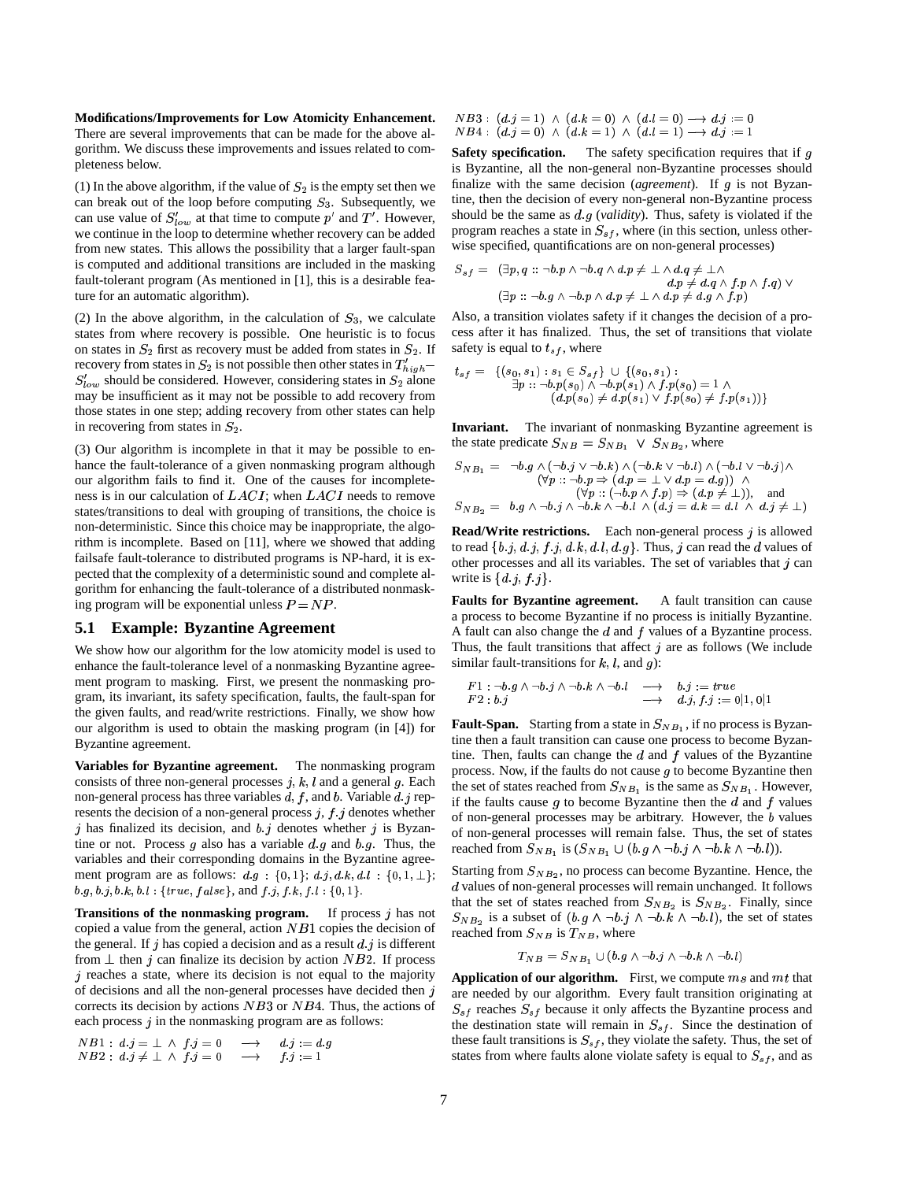**Modifications/Improvements for Low Atomicity Enhancement.** There are several improvements that can be made for the above algorithm. We discuss these improvements and issues related to completeness below.

(1) In the above algorithm, if the value of $S_2$ is the empty set then we can break out of the loop before computing $S_3$. Subsequently, we can use value of $S'_{low}$ at that time to compute $p'$ and $T'$. However, we continue in the loop to determine whether recovery can be added from new states. This allows the possibility that a larger fault-span is computed and additional transitions are included in the masking fault-tolerant program (As mentioned in [1], this is a desirable feature for an automatic algorithm).

(2) In the above algorithm, in the calculation of $S_3$, we calculate states from where recovery is possible. One heuristic is to focus on states in $S_2$ first as recovery must be added from states in $S_2$. If recovery from states in $S_2$ is not possible then other states in $T'_{high} - S'_{low}$ should be considered. However, considering states in $S_2$ alone may be insufficient as it may not be possible to add recovery from those states in one step; adding recovery from other states can help in recovering from states in $S_2$.

(3) Our algorithm is incomplete in that it may be possible to enhance the fault-tolerance of a given nonmasking program although our algorithm fails to find it. One of the causes for incompleteness is in our calculation of $LACI$; when $LACI$ needs to remove states/transitions to deal with grouping of transitions, the choice is non-deterministic. Since this choice may be inappropriate, the algorithm is incomplete. Based on [11], where we showed that adding failsafe fault-tolerance to distributed programs is NP-hard, it is expected that the complexity of a deterministic sound and complete algorithm for enhancing the fault-tolerance of a distributed nonmasking program will be exponential unless $P = NP$.

## 5.1 Example: Byzantine Agreement

We show how our algorithm for the low atomicity model is used to enhance the fault-tolerance level of a nonmasking Byzantine agreement program to masking. First, we present the nonmasking program, its invariant, its safety specification, faults, the fault-span for the given faults, and read/write restrictions. Finally, we show how our algorithm is used to obtain the masking program (in [4]) for Byzantine agreement.

**Variables for Byzantine agreement.** The nonmasking program consists of three non-general processes $j$, $k$, $l$ and a general $g$. Each non-general process has three variables $d$, $f$, and $b$. Variable $d.j$ represents the decision of a non-general process $j$, $f.j$ denotes whether $j$ has finalized its decision, and $b.j$ denotes whether $j$ is Byzantine or not. Process $g$ also has a variable $d.g$ and $b.g$. Thus, the variables and their corresponding domains in the Byzantine agreement program are as follows: $d.g : \{0,1\}$; $d.j, d.k, d.l : \{0, 1, \bot\}$; $b.g, b.j, b.k, b.l : \{true, false\}$, and $f.j, f.k, f.l : \{0,1\}$.

**Transitions of the nonmasking program.** If process $j$ has not copied a value from the general, action $NB1$ copies the decision of the general. If $j$ has copied a decision and as a result $d.j$ is different from $\bot$ then $j$ can finalize its decision by action $NB2$. If process $j$ reaches a state, where its decision is not equal to the majority of decisions and all the non-general processes have decided then $j$ corrects its decision by actions $NB3$ or $NB4$. Thus, the actions of each process $j$ in the nonmasking program are as follows:

$$
\begin{array}{lll}
NB1: & d.j = \bot \ \wedge \ f.j = 0 & \longrightarrow \quad d.j := d.g \\
NB2: & d.j \neq \bot \ \wedge \ f.j = 0 & \longrightarrow \quad f.j := 1 \\
NB3: & (d.j = 1) \ \wedge \ (d.k = 0) \ \wedge \ (d.l = 0) & \longrightarrow \ d.j := 0 \\
NB4: & (d.j = 0) \ \wedge \ (d.k = 1) \ \wedge \ (d.l = 1) & \longrightarrow \ d.j := 1
\end{array}
$$

**Safety specification.** The safety specification requires that if $g$ is Byzantine, all the non-general non-Byzantine processes should finalize with the same decision (*agreement*). If $g$ is not Byzantine, then the decision of every non-general non-Byzantine process should be the same as $d.g$ (*validity*). Thus, safety is violated if the program reaches a state in $S_{sf}$, where (in this section, unless otherwise specified, quantifications are on non-general processes)

$$
\begin{array}{ll}
S_{sf} = & (\exists p, q :: \neg b.p \wedge \neg b.q \wedge d.p \neq \bot \wedge d.q \neq \bot \wedge \\
& \qquad\qquad\qquad d.p \neq d.q \wedge f.p \wedge f.q) \ \vee \\
& (\exists p :: \neg b.g \wedge \neg b.p \wedge d.p \neq \bot \wedge d.p \neq d.g \wedge f.p)
\end{array}
$$

Also, a transition violates safety if it changes the decision of a process after it has finalized. Thus, the set of transitions that violate safety is equal to $t_{sf}$, where

$$
\begin{array}{ll}
t_{sf} = & \{(s_0, s_1) : s_1 \in S_{sf}\} \ \cup \ \{(s_0, s_1) : \\
& \quad \exists p :: \neg b.p(s_0) \wedge \neg b.p(s_1) \wedge f.p(s_0) = 1 \ \wedge \\
& \quad\quad (d.p(s_0) \neq d.p(s_1) \vee f.p(s_0) \neq f.p(s_1))\}
\end{array}
$$

**Invariant.** The invariant of nonmasking Byzantine agreement is the state predicate $S_{NB} = S_{NB_1} \ \vee \ S_{NB_2}$, where

$$
\begin{array}{ll}
S_{NB_1} = & \neg b.g \wedge (\neg b.j \vee \neg b.k) \wedge (\neg b.k \vee \neg b.l) \wedge (\neg b.l \vee \neg b.j) \wedge \\
& \quad (\forall p :: \neg b.p \Rightarrow (d.p = \bot \vee d.p = d.g)) \ \wedge \\
& \quad\quad (\forall p :: (\neg b.p \wedge f.p) \Rightarrow (d.p \neq \bot)), \quad \text{and} \\
S_{NB_2} = & b.g \wedge \neg b.j \wedge \neg b.k \wedge \neg b.l \ \wedge (d.j = d.k = d.l \ \wedge \ d.j \neq \bot)
\end{array}
$$

**Read/Write restrictions.** Each non-general process $j$ is allowed to read $\{b.j, d.j, f.j, d.k, d.l, d.g\}$. Thus, $j$ can read the $d$ values of other processes and all its variables. The set of variables that $j$ can write is $\{d.j, f.j\}$.

**Faults for Byzantine agreement.** A fault transition can cause a process to become Byzantine if no process is initially Byzantine. A fault can also change the $d$ and $f$ values of a Byzantine process. Thus, the fault transitions that affect $j$ are as follows (We include similar fault-transitions for $k$, $l$, and $g$):

$$
\begin{array}{lll}
F1: \neg b.g \wedge \neg b.j \wedge \neg b.k \wedge \neg b.l & \longrightarrow & b.j := true \\
F2: b.j & \longrightarrow & d.j, f.j := 0|1, 0|1
\end{array}
$$

**Fault-Span.** Starting from a state in $S_{NB_1}$, if no process is Byzantine then a fault transition can cause one process to become Byzantine. Then, faults can change the $d$ and $f$ values of the Byzantine process. Now, if the faults do not cause $g$ to become Byzantine then the set of states reached from $S_{NB_1}$ is the same as $S_{NB_1}$. However, if the faults cause $g$ to become Byzantine then the $d$ and $f$ values of non-general processes may be arbitrary. However, the $b$ values of non-general processes will remain false. Thus, the set of states reached from $S_{NB_1}$ is $(S_{NB_1} \cup (b.g \wedge \neg b.j \wedge \neg b.k \wedge \neg b.l))$.

Starting from $S_{NB_2}$, no process can become Byzantine. Hence, the $d$ values of non-general processes will remain unchanged. It follows that the set of states reached from $S_{NB_2}$ is $S_{NB_2}$. Finally, since $S_{NB_2}$ is a subset of $(b.g \wedge \neg b.j \wedge \neg b.k \wedge \neg b.l)$, the set of states reached from $S_{NB}$ is $T_{NB}$, where

$$T_{NB} = S_{NB_1} \cup (b.g \wedge \neg b.j \wedge \neg b.k \wedge \neg b.l)$$

**Application of our algorithm.** First, we compute $ms$ and $mt$ that are needed by our algorithm. Every fault transition originating at $S_{sf}$ reaches $S_{sf}$ because it only affects the Byzantine process and the destination state will remain in $S_{sf}$. Since the destination of these fault transitions is $S_{sf}$, they violate the safety. Thus, the set of states from where faults alone violate safety is equal to $S_{sf}$, and as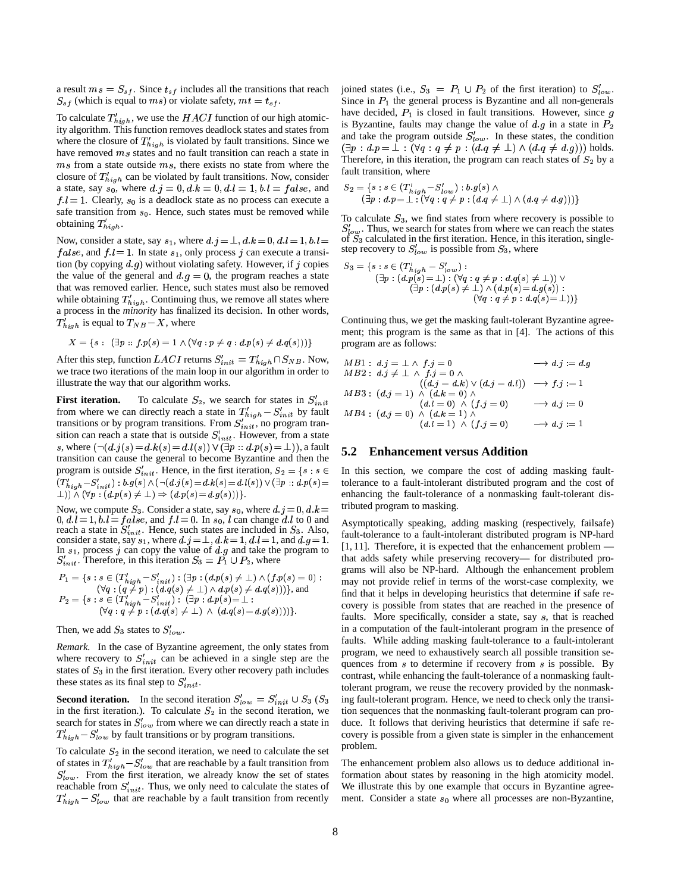a result $ms = S_{sf}$. Since $t_{sf}$ includes all the transitions that reach $S_{sf}$ (which is equal to $ms$) or violate safety, $mt = t_{sf}$.

To calculate $T'_{high}$, we use the $HACI$ function of our high atomicity algorithm. This function removes deadlock states and states from where the closure of $T'_{high}$ is violated by fault transitions. Since we have removed $ms$ states and no fault transition can reach a state in $ms$ from a state outside $ms$, there exists no state from where the closure of $T'_{high}$ can be violated by fault transitions. Now, consider a state, say $s_0$, where $d.j = 0, d.k = 0, d.l = 1, b.l = false$, and $f.l = 1$. Clearly, $s_0$ is a deadlock state as no process can execute a safe transition from $s_0$. Hence, such states must be removed while obtaining $T'_{high}$.

Now, consider a state, say $s_1$, where $d.j = \perp, d.k = 0, d.l = 1, b.l = false$, and $f.l = 1$. In state $s_1$, only process $j$ can execute a transition (by copying $d.g$) without violating safety. However, if $j$ copies the value of the general and $d.g = 0$, the program reaches a state that was removed earlier. Hence, such states must also be removed while obtaining $T'_{high}$. Continuing thus, we remove all states where a process in the *minority* has finalized its decision. In other words, $T'_{high}$ is equal to $T_{NB} - X$, where

$$X = \{s : \ (\exists p :: f.p(s) = 1 \wedge (\forall q : p \neq q : d.p(s) \neq d.q(s)))\}$$

After this step, function $LACI$ returns $S'_{init} = T'_{high} \cap S_{NB}$. Now, we trace two iterations of the main loop in our algorithm in order to illustrate the way that our algorithm works.

**First iteration.** To calculate $S_2$, we search for states in $S'_{init}$ from where we can directly reach a state in $T'_{high} - S'_{init}$ by fault transitions or by program transitions. From $S'_{init}$, no program transition can reach a state that is outside $S'_{init}$. However, from a state $s$, where $(\neg(d.j(s) = d.k(s) = d.l(s)) \vee (\exists p :: d.p(s) = \perp))$, a fault transition can cause the general to become Byzantine and then the program is outside $S'_{init}$. Hence, in the first iteration, $S_2 = \{s : s \in (T'_{high} - S'_{init}) : b.g(s) \wedge (\neg(d.j(s) = d.k(s) = d.l(s)) \vee (\exists p :: d.p(s) = \perp)) \wedge (\forall p : (d.p(s) \neq \perp) \Rightarrow (d.p(s) = d.g(s)))\}$.

Now, we compute $S_3$. Consider a state, say $s_0$, where $d.j = 0, d.k = 0, d.l = 1, b.l = false$, and $f.l = 0$. In $s_0$, $l$ can change $d.l$ to 0 and reach a state in $S'_{init}$. Hence, such states are included in $S_3$. Also, consider a state, say $s_1$, where $d.j = \perp, d.k = 1, d.l = 1$, and $d.g = 1$. In $s_1$, process $j$ can copy the value of $d.g$ and take the program to $S'_{init}$. Therefore, in this iteration $S_3 = P_1 \cup P_2$, where

$$P_1 = \{s : s \in (T'_{high} - S'_{init}) : (\exists p : (d.p(s) \neq \perp) \wedge (f.p(s) = 0) : (\forall q : (q \neq p) : (d.q(s) \neq \perp) \wedge d.p(s) \neq d.q(s)))\}, \text{ and}$$
$$P_2 = \{s : s \in (T'_{high} - S'_{init}) : \ (\exists p : d.p(s) = \perp : (\forall q : q \neq p : (d.q(s) \neq \perp) \ \wedge \ (d.q(s) = d.g(s))))\}.$$

Then, we add $S_3$ states to $S'_{low}$.

*Remark.* In the case of Byzantine agreement, the only states from where recovery to $S'_{init}$ can be achieved in a single step are the states of $S_3$ in the first iteration. Every other recovery path includes these states as its final step to $S'_{init}$.

**Second iteration.** In the second iteration $S'_{low} = S'_{init} \cup S_3$ ($S_3$ in the first iteration.). To calculate $S_2$ in the second iteration, we search for states in $S'_{low}$ from where we can directly reach a state in $T'_{high} - S'_{low}$ by fault transitions or by program transitions.

To calculate $S_2$ in the second iteration, we need to calculate the set of states in $T'_{high} - S'_{low}$ that are reachable by a fault transition from $S'_{low}$. From the first iteration, we already know the set of states reachable from $S'_{init}$. Thus, we only need to calculate the states of $T'_{high} - S'_{low}$ that are reachable by a fault transition from recently joined states (i.e., $S_3 = P_1 \cup P_2$ of the first iteration) to $S'_{low}$. Since in $P_1$ the general process is Byzantine and all non-generals have decided, $P_1$ is closed in fault transitions. However, since $g$ is Byzantine, faults may change the value of $d.g$ in a state in $P_2$ and take the program outside $S'_{low}$. In these states, the condition $(\exists p : d.p = \perp : (\forall q : q \neq p : (d.q \neq \perp) \wedge (d.q \neq d.g)))$ holds. Therefore, in this iteration, the program can reach states of $S_2$ by a fault transition, where

$$S_2 = \{s : s \in (T'_{high} - S'_{low}) : b.g(s) \wedge (\exists p : d.p = \perp : (\forall q : q \neq p : (d.q \neq \perp) \wedge (d.q \neq d.g)))\}$$

To calculate $S_3$, we find states from where recovery is possible to $S'_{low}$. Thus, we search for states from where we can reach the states of $S_3$ calculated in the first iteration. Hence, in this iteration, single-step recovery to $S'_{low}$ is possible from $S_3$, where

$$S_3 = \{s : s \in (T'_{high} - S'_{low}) : (\exists p : (d.p(s) = \perp) : (\forall q : q \neq p : d.q(s) \neq \perp)) \vee (\exists p : (d.p(s) \neq \perp) \wedge (d.p(s) = d.g(s)) : (\forall q : q \neq p : d.q(s) = \perp))\}$$

Continuing thus, we get the masking fault-tolerant Byzantine agreement; this program is the same as that in [4]. The actions of this program are as follows:

$$\begin{array}{lll}
MB1: & d.j = \perp \ \wedge \ f.j = 0 & \longrightarrow d.j := d.g \\
MB2: & d.j \neq \perp \ \wedge \ f.j = 0 \ \wedge & \\
 & \quad ((d.j = d.k) \vee (d.j = d.l)) & \longrightarrow f.j := 1 \\
MB3: & (d.j = 1) \ \wedge \ (d.k = 0) \ \wedge & \\
 & \quad (d.l = 0) \ \wedge \ (f.j = 0) & \longrightarrow d.j := 0 \\
MB4: & (d.j = 0) \ \wedge \ (d.k = 1) \ \wedge & \\
 & \quad (d.l = 1) \ \wedge \ (f.j = 0) & \longrightarrow d.j := 1
\end{array}$$

## 5.2 Enhancement versus Addition

In this section, we compare the cost of adding masking fault-tolerance to a fault-intolerant distributed program and the cost of enhancing the fault-tolerance of a nonmasking fault-tolerant distributed program to masking.

Asymptotically speaking, adding masking (respectively, failsafe) fault-tolerance to a fault-intolerant distributed program is NP-hard [1, 11]. Therefore, it is expected that the enhancement problem — that adds safety while preserving recovery— for distributed programs will also be NP-hard. Although the enhancement problem may not provide relief in terms of the worst-case complexity, we find that it helps in developing heuristics that determine if safe recovery is possible from states that are reached in the presence of faults. More specifically, consider a state, say $s$, that is reached in a computation of the fault-intolerant program in the presence of faults. While adding masking fault-tolerance to a fault-intolerant program, we need to exhaustively search all possible transition sequences from $s$ to determine if recovery from $s$ is possible. By contrast, while enhancing the fault-tolerance of a nonmasking fault-tolerant program, we reuse the recovery provided by the nonmasking fault-tolerant program. Hence, we need to check only the transition sequences that the nonmasking fault-tolerant program can produce. It follows that deriving heuristics that determine if safe recovery is possible from a given state is simpler in the enhancement problem.

The enhancement problem also allows us to deduce additional information about states by reasoning in the high atomicity model. We illustrate this by one example that occurs in Byzantine agreement. Consider a state $s_0$ where all processes are non-Byzantine,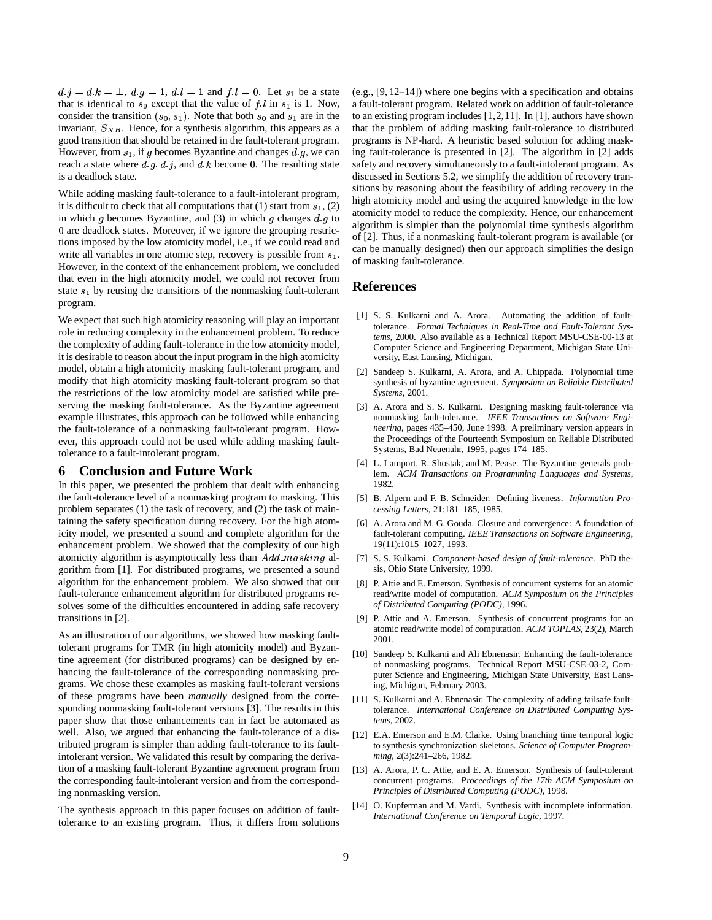$d.j = d.k = \perp$, $d.g = 1$, $d.l = 1$ and $f.l = 0$. Let $s_1$ be a state that is identical to $s_0$ except that the value of $f.l$ in $s_1$ is 1. Now, consider the transition $(s_0, s_1)$. Note that both $s_0$ and $s_1$ are in the invariant, $S_{NB}$. Hence, for a synthesis algorithm, this appears as a good transition that should be retained in the fault-tolerant program. However, from $s_1$, if $g$ becomes Byzantine and changes $d.g$, we can reach a state where $d.g$, $d.j$, and $d.k$ become 0. The resulting state is a deadlock state.

While adding masking fault-tolerance to a fault-intolerant program, it is difficult to check that all computations that (1) start from $s_1$, (2) in which $g$ becomes Byzantine, and (3) in which $g$ changes $d.g$ to 0 are deadlock states. Moreover, if we ignore the grouping restrictions imposed by the low atomicity model, i.e., if we could read and write all variables in one atomic step, recovery is possible from $s_1$. However, in the context of the enhancement problem, we concluded that even in the high atomicity model, we could not recover from state $s_1$ by reusing the transitions of the nonmasking fault-tolerant program.

We expect that such high atomicity reasoning will play an important role in reducing complexity in the enhancement problem. To reduce the complexity of adding fault-tolerance in the low atomicity model, it is desirable to reason about the input program in the high atomicity model, obtain a high atomicity masking fault-tolerant program, and modify that high atomicity masking fault-tolerant program so that the restrictions of the low atomicity model are satisfied while preserving the masking fault-tolerance. As the Byzantine agreement example illustrates, this approach can be followed while enhancing the fault-tolerance of a nonmasking fault-tolerant program. However, this approach could not be used while adding masking fault-tolerance to a fault-intolerant program.

## 6 Conclusion and Future Work

In this paper, we presented the problem that dealt with enhancing the fault-tolerance level of a nonmasking program to masking. This problem separates (1) the task of recovery, and (2) the task of maintaining the safety specification during recovery. For the high atomicity model, we presented a sound and complete algorithm for the enhancement problem. We showed that the complexity of our high atomicity algorithm is asymptotically less than $Add\_masking$ algorithm from [1]. For distributed programs, we presented a sound algorithm for the enhancement problem. We also showed that our fault-tolerance enhancement algorithm for distributed programs resolves some of the difficulties encountered in adding safe recovery transitions in [2].

As an illustration of our algorithms, we showed how masking fault-tolerant programs for TMR (in high atomicity model) and Byzantine agreement (for distributed programs) can be designed by enhancing the fault-tolerance of the corresponding nonmasking programs. We chose these examples as masking fault-tolerant versions of these programs have been *manually* designed from the corresponding nonmasking fault-tolerant versions [3]. The results in this paper show that those enhancements can in fact be automated as well. Also, we argued that enhancing the fault-tolerance of a distributed program is simpler than adding fault-tolerance to its fault-intolerant version. We validated this result by comparing the derivation of a masking fault-tolerant Byzantine agreement program from the corresponding fault-intolerant version and from the corresponding nonmasking version.

The synthesis approach in this paper focuses on addition of fault-tolerance to an existing program. Thus, it differs from solutions (e.g., [9, 12–14]) where one begins with a specification and obtains a fault-tolerant program. Related work on addition of fault-tolerance to an existing program includes [1,2,11]. In [1], authors have shown that the problem of adding masking fault-tolerance to distributed programs is NP-hard. A heuristic based solution for adding masking fault-tolerance is presented in [2]. The algorithm in [2] adds safety and recovery simultaneously to a fault-intolerant program. As discussed in Sections 5.2, we simplify the addition of recovery transitions by reasoning about the feasibility of adding recovery in the high atomicity model and using the acquired knowledge in the low atomicity model to reduce the complexity. Hence, our enhancement algorithm is simpler than the polynomial time synthesis algorithm of [2]. Thus, if a nonmasking fault-tolerant program is available (or can be manually designed) then our approach simplifies the design of masking fault-tolerance.

## References

[1] S. S. Kulkarni and A. Arora. Automating the addition of fault-tolerance. *Formal Techniques in Real-Time and Fault-Tolerant Systems*, 2000. Also available as a Technical Report MSU-CSE-00-13 at Computer Science and Engineering Department, Michigan State University, East Lansing, Michigan.

[2] Sandeep S. Kulkarni, A. Arora, and A. Chippada. Polynomial time synthesis of byzantine agreement. *Symposium on Reliable Distributed Systems*, 2001.

[3] A. Arora and S. S. Kulkarni. Designing masking fault-tolerance via nonmasking fault-tolerance. *IEEE Transactions on Software Engineering*, pages 435–450, June 1998. A preliminary version appears in the Proceedings of the Fourteenth Symposium on Reliable Distributed Systems, Bad Neuenahr, 1995, pages 174–185.

[4] L. Lamport, R. Shostak, and M. Pease. The Byzantine generals problem. *ACM Transactions on Programming Languages and Systems*, 1982.

[5] B. Alpern and F. B. Schneider. Defining liveness. *Information Processing Letters*, 21:181–185, 1985.

[6] A. Arora and M. G. Gouda. Closure and convergence: A foundation of fault-tolerant computing. *IEEE Transactions on Software Engineering*, 19(11):1015–1027, 1993.

[7] S. S. Kulkarni. *Component-based design of fault-tolerance*. PhD thesis, Ohio State University, 1999.

[8] P. Attie and E. Emerson. Synthesis of concurrent systems for an atomic read/write model of computation. *ACM Symposium on the Principles of Distributed Computing (PODC)*, 1996.

[9] P. Attie and A. Emerson. Synthesis of concurrent programs for an atomic read/write model of computation. *ACM TOPLAS*, 23(2), March 2001.

[10] Sandeep S. Kulkarni and Ali Ebnenasir. Enhancing the fault-tolerance of nonmasking programs. Technical Report MSU-CSE-03-2, Computer Science and Engineering, Michigan State University, East Lansing, Michigan, February 2003.

[11] S. Kulkarni and A. Ebnenasir. The complexity of adding failsafe fault-tolerance. *International Conference on Distributed Computing Systems*, 2002.

[12] E.A. Emerson and E.M. Clarke. Using branching time temporal logic to synthesis synchronization skeletons. *Science of Computer Programming*, 2(3):241–266, 1982.

[13] A. Arora, P. C. Attie, and E. A. Emerson. Synthesis of fault-tolerant concurrent programs. *Proceedings of the 17th ACM Symposium on Principles of Distributed Computing (PODC)*, 1998.

[14] O. Kupferman and M. Vardi. Synthesis with incomplete information. *International Conference on Temporal Logic*, 1997.